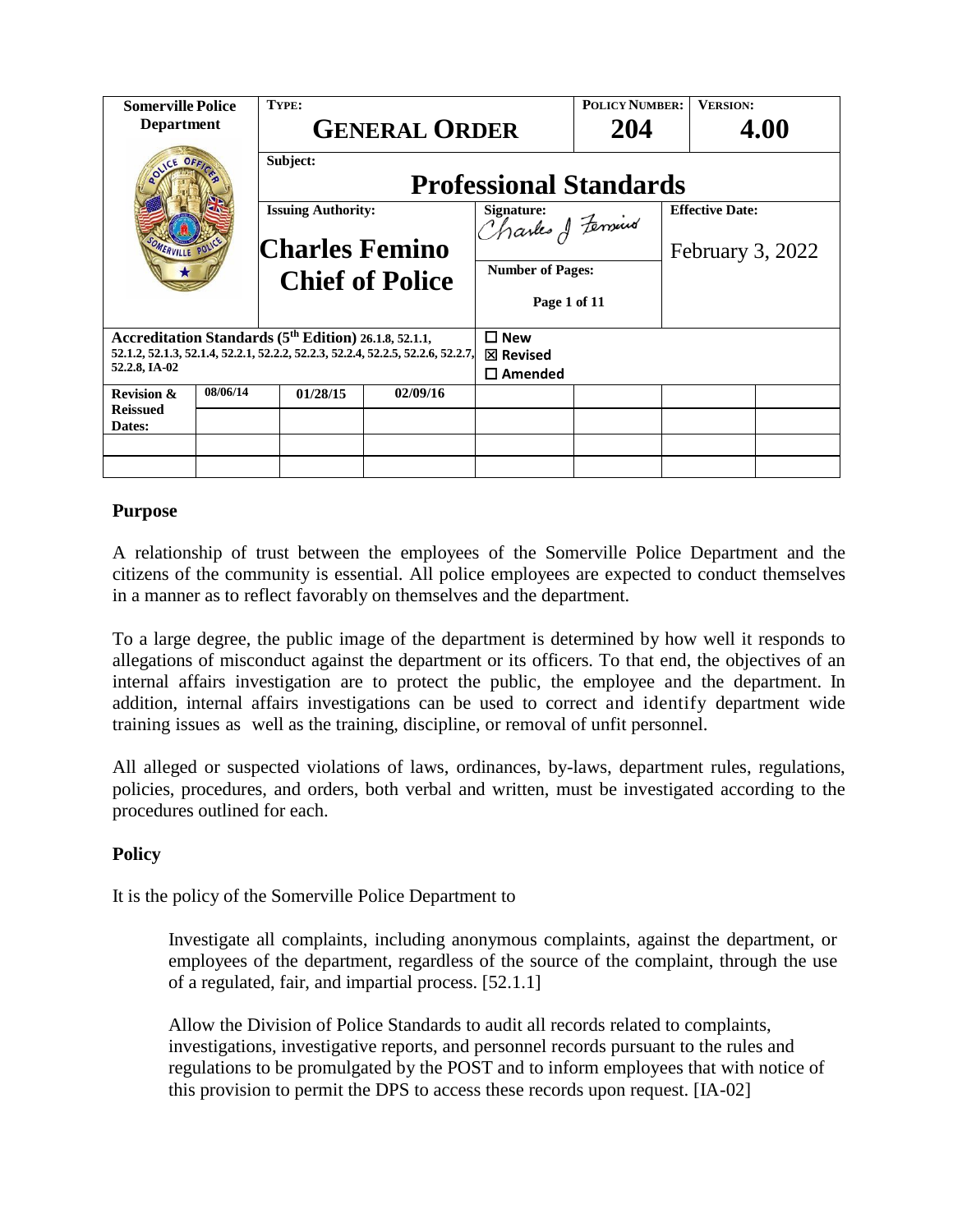| Somerville Police Department | TYPE: GENERAL ORDER | | POLICY NUMBER: 204 | VERSION: 4.00 |
|---|---|---|---|---|
| | Subject: Professional Standards | | | |
| | Issuing Authority: Charles Femino Chief of Police | Signature: Charles J Femino | | Effective Date: February 3, 2022 |
| | | Number of Pages: Page 1 of 11 | | |
| Accreditation Standards (5th Edition) 26.1.8, 52.1.1, 52.1.2, 52.1.3, 52.1.4, 52.2.1, 52.2.2, 52.2.3, 52.2.4, 52.2.5, 52.2.6, 52.2.7, 52.2.8, IA-02 | | ☐ New ☒ Revised ☐ Amended | | |

| Revision & Reissued Dates: | 08/06/14 | 01/28/15 | 02/09/16 | | | | |
|---|---|---|---|---|---|---|---|
| | | | | | | | |
| | | | | | | | |
| | | | | | | | |

## Purpose

A relationship of trust between the employees of the Somerville Police Department and the citizens of the community is essential. All police employees are expected to conduct themselves in a manner as to reflect favorably on themselves and the department.

To a large degree, the public image of the department is determined by how well it responds to allegations of misconduct against the department or its officers. To that end, the objectives of an internal affairs investigation are to protect the public, the employee and the department. In addition, internal affairs investigations can be used to correct and identify department wide training issues as well as the training, discipline, or removal of unfit personnel.

All alleged or suspected violations of laws, ordinances, by-laws, department rules, regulations, policies, procedures, and orders, both verbal and written, must be investigated according to the procedures outlined for each.

## Policy

It is the policy of the Somerville Police Department to

> Investigate all complaints, including anonymous complaints, against the department, or employees of the department, regardless of the source of the complaint, through the use of a regulated, fair, and impartial process. [52.1.1]
>
> Allow the Division of Police Standards to audit all records related to complaints, investigations, investigative reports, and personnel records pursuant to the rules and regulations to be promulgated by the POST and to inform employees that with notice of this provision to permit the DPS to access these records upon request. [IA-02]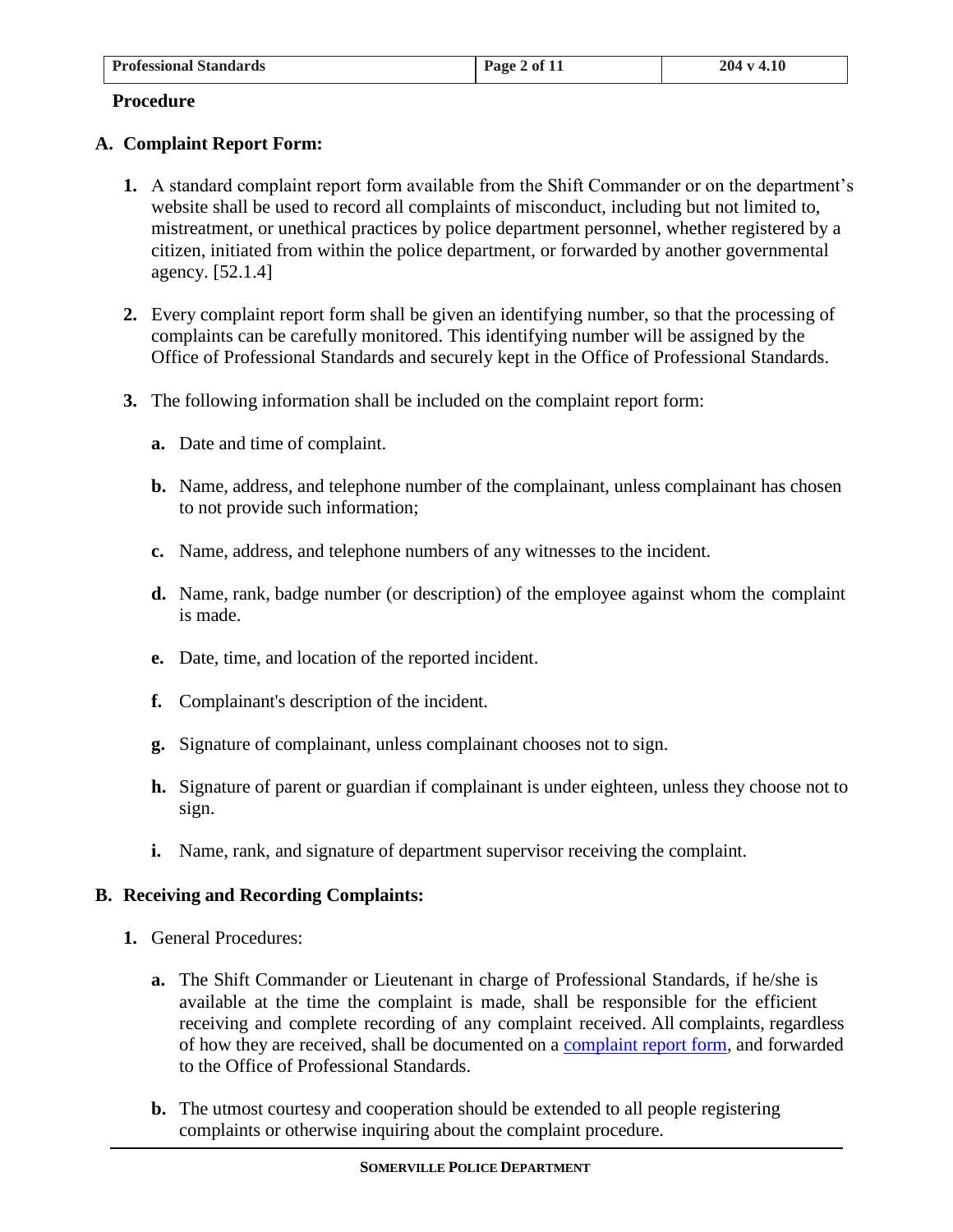**Procedure**

## A. Complaint Report Form:

1. A standard complaint report form available from the Shift Commander or on the department's website shall be used to record all complaints of misconduct, including but not limited to, mistreatment, or unethical practices by police department personnel, whether registered by a citizen, initiated from within the police department, or forwarded by another governmental agency. [52.1.4]

2. Every complaint report form shall be given an identifying number, so that the processing of complaints can be carefully monitored. This identifying number will be assigned by the Office of Professional Standards and securely kept in the Office of Professional Standards.

3. The following information shall be included on the complaint report form:

   a. Date and time of complaint.

   b. Name, address, and telephone number of the complainant, unless complainant has chosen to not provide such information;

   c. Name, address, and telephone numbers of any witnesses to the incident.

   d. Name, rank, badge number (or description) of the employee against whom the complaint is made.

   e. Date, time, and location of the reported incident.

   f. Complainant's description of the incident.

   g. Signature of complainant, unless complainant chooses not to sign.

   h. Signature of parent or guardian if complainant is under eighteen, unless they choose not to sign.

   i. Name, rank, and signature of department supervisor receiving the complaint.

## B. Receiving and Recording Complaints:

1. General Procedures:

   a. The Shift Commander or Lieutenant in charge of Professional Standards, if he/she is available at the time the complaint is made, shall be responsible for the efficient receiving and complete recording of any complaint received. All complaints, regardless of how they are received, shall be documented on a complaint report form, and forwarded to the Office of Professional Standards.

   b. The utmost courtesy and cooperation should be extended to all people registering complaints or otherwise inquiring about the complaint procedure.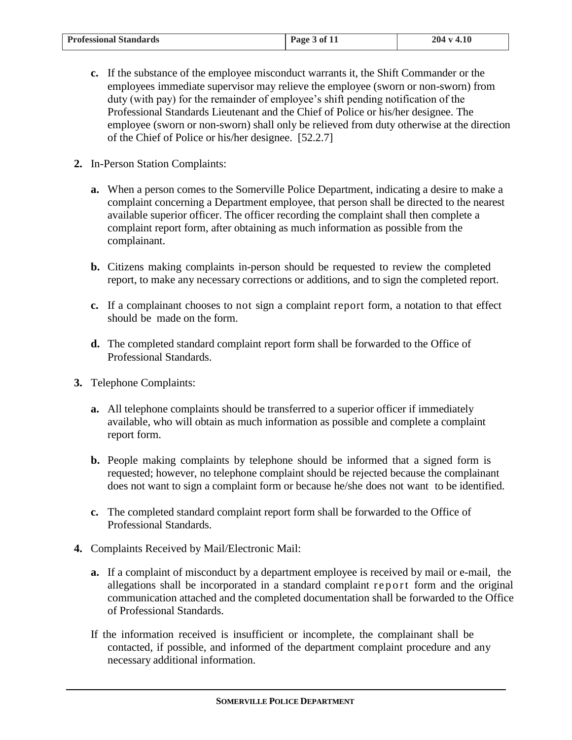**c.** If the substance of the employee misconduct warrants it, the Shift Commander or the employees immediate supervisor may relieve the employee (sworn or non-sworn) from duty (with pay) for the remainder of employee's shift pending notification of the Professional Standards Lieutenant and the Chief of Police or his/her designee. The employee (sworn or non-sworn) shall only be relieved from duty otherwise at the direction of the Chief of Police or his/her designee. [52.2.7]

**2.** In-Person Station Complaints:

**a.** When a person comes to the Somerville Police Department, indicating a desire to make a complaint concerning a Department employee, that person shall be directed to the nearest available superior officer. The officer recording the complaint shall then complete a complaint report form, after obtaining as much information as possible from the complainant.

**b.** Citizens making complaints in-person should be requested to review the completed report, to make any necessary corrections or additions, and to sign the completed report.

**c.** If a complainant chooses to not sign a complaint report form, a notation to that effect should be made on the form.

**d.** The completed standard complaint report form shall be forwarded to the Office of Professional Standards.

**3.** Telephone Complaints:

**a.** All telephone complaints should be transferred to a superior officer if immediately available, who will obtain as much information as possible and complete a complaint report form.

**b.** People making complaints by telephone should be informed that a signed form is requested; however, no telephone complaint should be rejected because the complainant does not want to sign a complaint form or because he/she does not want to be identified.

**c.** The completed standard complaint report form shall be forwarded to the Office of Professional Standards.

**4.** Complaints Received by Mail/Electronic Mail:

**a.** If a complaint of misconduct by a department employee is received by mail or e-mail, the allegations shall be incorporated in a standard complaint report form and the original communication attached and the completed documentation shall be forwarded to the Office of Professional Standards.

If the information received is insufficient or incomplete, the complainant shall be contacted, if possible, and informed of the department complaint procedure and any necessary additional information.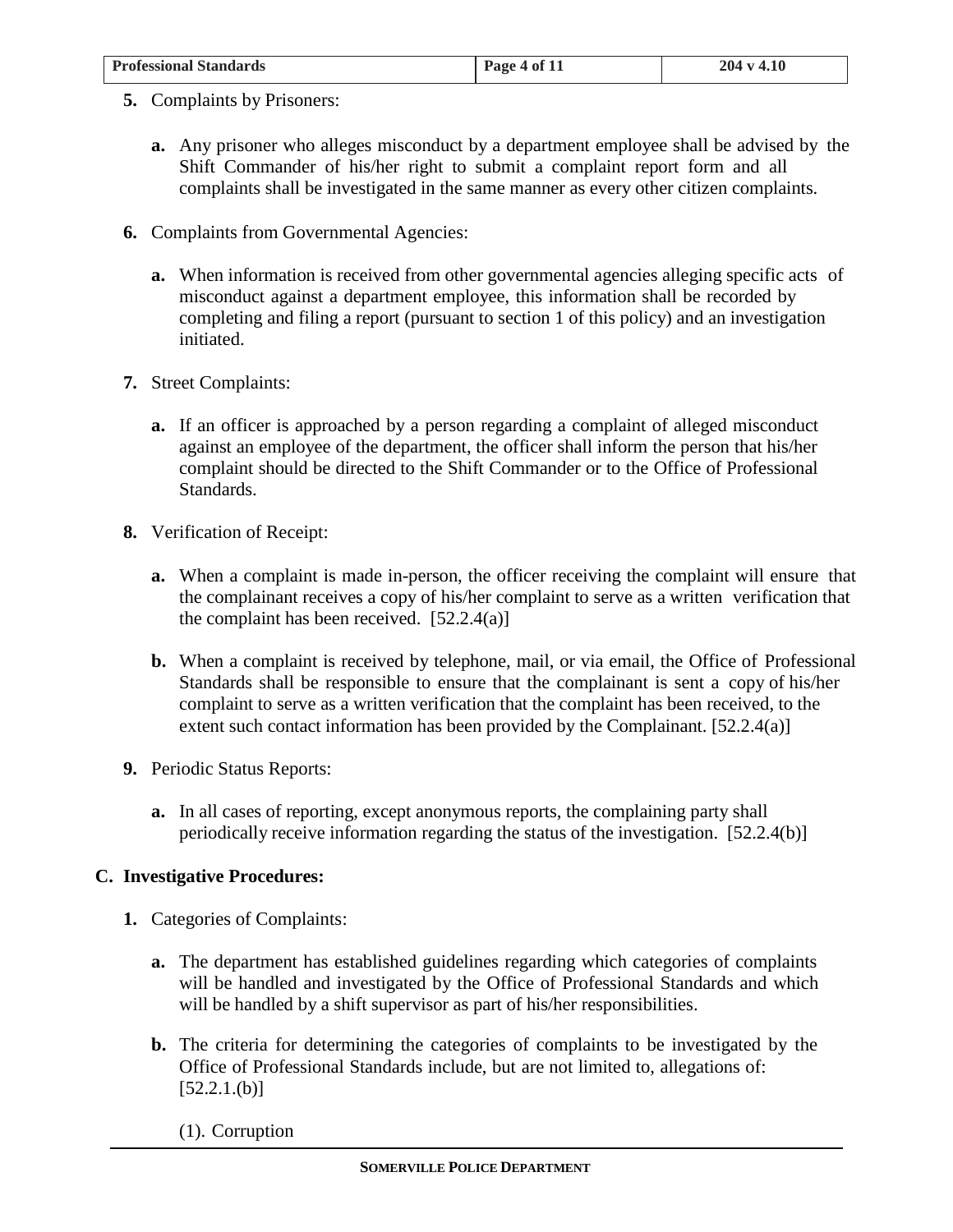5. Complaints by Prisoners:

   a. Any prisoner who alleges misconduct by a department employee shall be advised by the Shift Commander of his/her right to submit a complaint report form and all complaints shall be investigated in the same manner as every other citizen complaints.

6. Complaints from Governmental Agencies:

   a. When information is received from other governmental agencies alleging specific acts of misconduct against a department employee, this information shall be recorded by completing and filing a report (pursuant to section 1 of this policy) and an investigation initiated.

7. Street Complaints:

   a. If an officer is approached by a person regarding a complaint of alleged misconduct against an employee of the department, the officer shall inform the person that his/her complaint should be directed to the Shift Commander or to the Office of Professional Standards.

8. Verification of Receipt:

   a. When a complaint is made in-person, the officer receiving the complaint will ensure that the complainant receives a copy of his/her complaint to serve as a written verification that the complaint has been received. [52.2.4(a)]

   b. When a complaint is received by telephone, mail, or via email, the Office of Professional Standards shall be responsible to ensure that the complainant is sent a copy of his/her complaint to serve as a written verification that the complaint has been received, to the extent such contact information has been provided by the Complainant. [52.2.4(a)]

9. Periodic Status Reports:

   a. In all cases of reporting, except anonymous reports, the complaining party shall periodically receive information regarding the status of the investigation. [52.2.4(b)]

## C. Investigative Procedures:

1. Categories of Complaints:

   a. The department has established guidelines regarding which categories of complaints will be handled and investigated by the Office of Professional Standards and which will be handled by a shift supervisor as part of his/her responsibilities.

   b. The criteria for determining the categories of complaints to be investigated by the Office of Professional Standards include, but are not limited to, allegations of: [52.2.1.(b)]

      (1). Corruption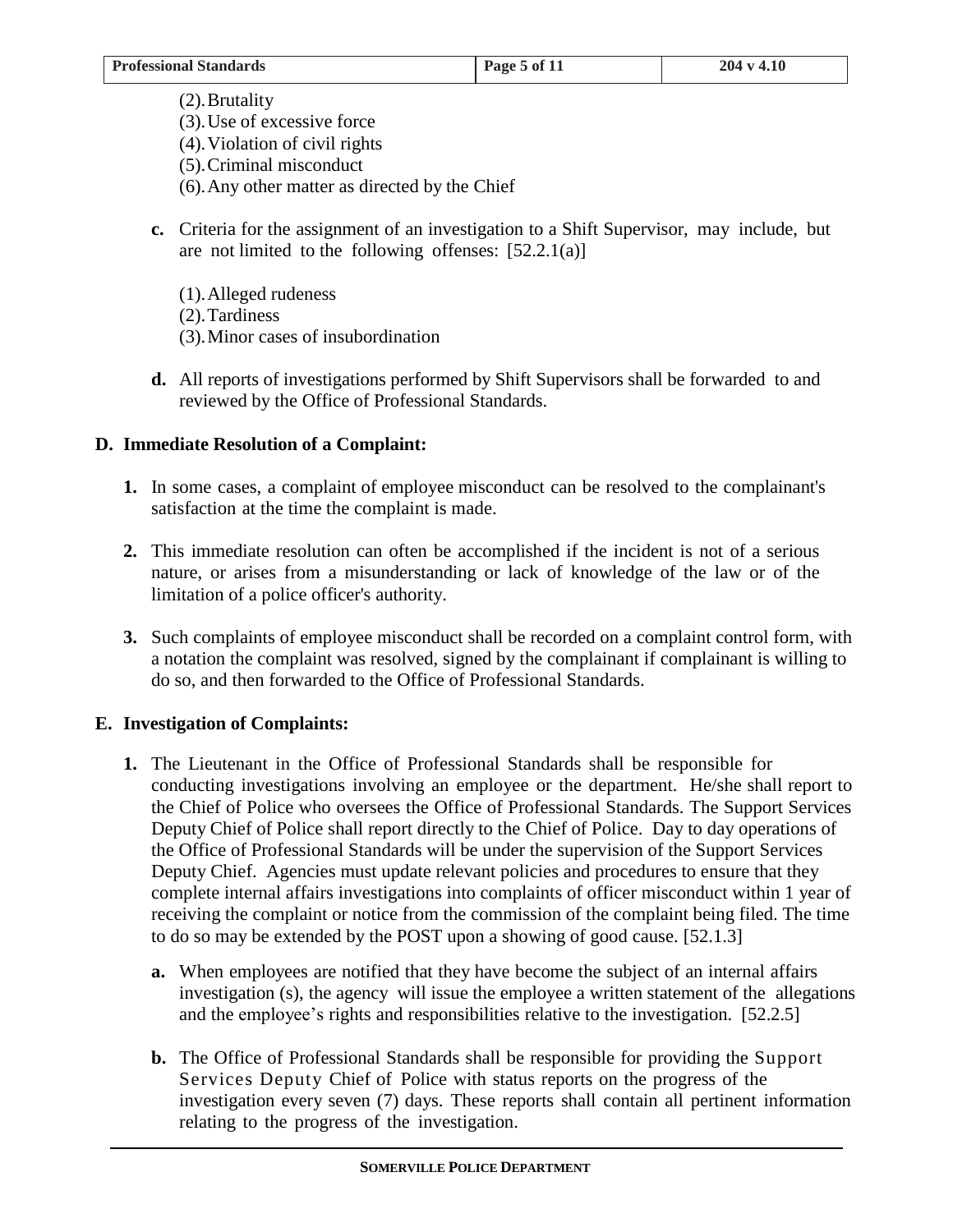(2). Brutality
(3). Use of excessive force
(4). Violation of civil rights
(5). Criminal misconduct
(6). Any other matter as directed by the Chief

**c.** Criteria for the assignment of an investigation to a Shift Supervisor, may include, but are not limited to the following offenses: [52.2.1(a)]

(1). Alleged rudeness
(2). Tardiness
(3). Minor cases of insubordination

**d.** All reports of investigations performed by Shift Supervisors shall be forwarded to and reviewed by the Office of Professional Standards.

## D. Immediate Resolution of a Complaint:

**1.** In some cases, a complaint of employee misconduct can be resolved to the complainant's satisfaction at the time the complaint is made.

**2.** This immediate resolution can often be accomplished if the incident is not of a serious nature, or arises from a misunderstanding or lack of knowledge of the law or of the limitation of a police officer's authority.

**3.** Such complaints of employee misconduct shall be recorded on a complaint control form, with a notation the complaint was resolved, signed by the complainant if complainant is willing to do so, and then forwarded to the Office of Professional Standards.

## E. Investigation of Complaints:

**1.** The Lieutenant in the Office of Professional Standards shall be responsible for conducting investigations involving an employee or the department. He/she shall report to the Chief of Police who oversees the Office of Professional Standards. The Support Services Deputy Chief of Police shall report directly to the Chief of Police. Day to day operations of the Office of Professional Standards will be under the supervision of the Support Services Deputy Chief. Agencies must update relevant policies and procedures to ensure that they complete internal affairs investigations into complaints of officer misconduct within 1 year of receiving the complaint or notice from the commission of the complaint being filed. The time to do so may be extended by the POST upon a showing of good cause. [52.1.3]

**a.** When employees are notified that they have become the subject of an internal affairs investigation (s), the agency will issue the employee a written statement of the allegations and the employee's rights and responsibilities relative to the investigation. [52.2.5]

**b.** The Office of Professional Standards shall be responsible for providing the Support Services Deputy Chief of Police with status reports on the progress of the investigation every seven (7) days. These reports shall contain all pertinent information relating to the progress of the investigation.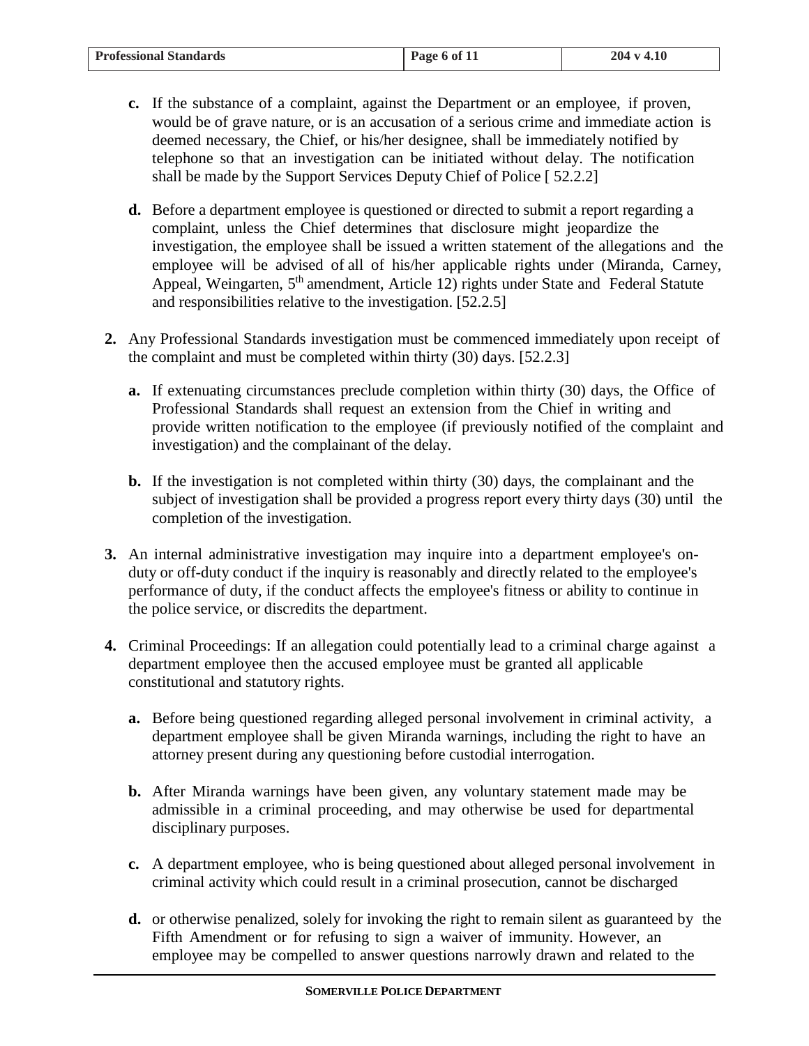**c.** If the substance of a complaint, against the Department or an employee, if proven, would be of grave nature, or is an accusation of a serious crime and immediate action is deemed necessary, the Chief, or his/her designee, shall be immediately notified by telephone so that an investigation can be initiated without delay. The notification shall be made by the Support Services Deputy Chief of Police [ 52.2.2]

**d.** Before a department employee is questioned or directed to submit a report regarding a complaint, unless the Chief determines that disclosure might jeopardize the investigation, the employee shall be issued a written statement of the allegations and the employee will be advised of all of his/her applicable rights under (Miranda, Carney, Appeal, Weingarten, 5th amendment, Article 12) rights under State and Federal Statute and responsibilities relative to the investigation. [52.2.5]

**2.** Any Professional Standards investigation must be commenced immediately upon receipt of the complaint and must be completed within thirty (30) days. [52.2.3]

**a.** If extenuating circumstances preclude completion within thirty (30) days, the Office of Professional Standards shall request an extension from the Chief in writing and provide written notification to the employee (if previously notified of the complaint and investigation) and the complainant of the delay.

**b.** If the investigation is not completed within thirty (30) days, the complainant and the subject of investigation shall be provided a progress report every thirty days (30) until the completion of the investigation.

**3.** An internal administrative investigation may inquire into a department employee's on-duty or off-duty conduct if the inquiry is reasonably and directly related to the employee's performance of duty, if the conduct affects the employee's fitness or ability to continue in the police service, or discredits the department.

**4.** Criminal Proceedings: If an allegation could potentially lead to a criminal charge against a department employee then the accused employee must be granted all applicable constitutional and statutory rights.

**a.** Before being questioned regarding alleged personal involvement in criminal activity, a department employee shall be given Miranda warnings, including the right to have an attorney present during any questioning before custodial interrogation.

**b.** After Miranda warnings have been given, any voluntary statement made may be admissible in a criminal proceeding, and may otherwise be used for departmental disciplinary purposes.

**c.** A department employee, who is being questioned about alleged personal involvement in criminal activity which could result in a criminal prosecution, cannot be discharged

**d.** or otherwise penalized, solely for invoking the right to remain silent as guaranteed by the Fifth Amendment or for refusing to sign a waiver of immunity. However, an employee may be compelled to answer questions narrowly drawn and related to the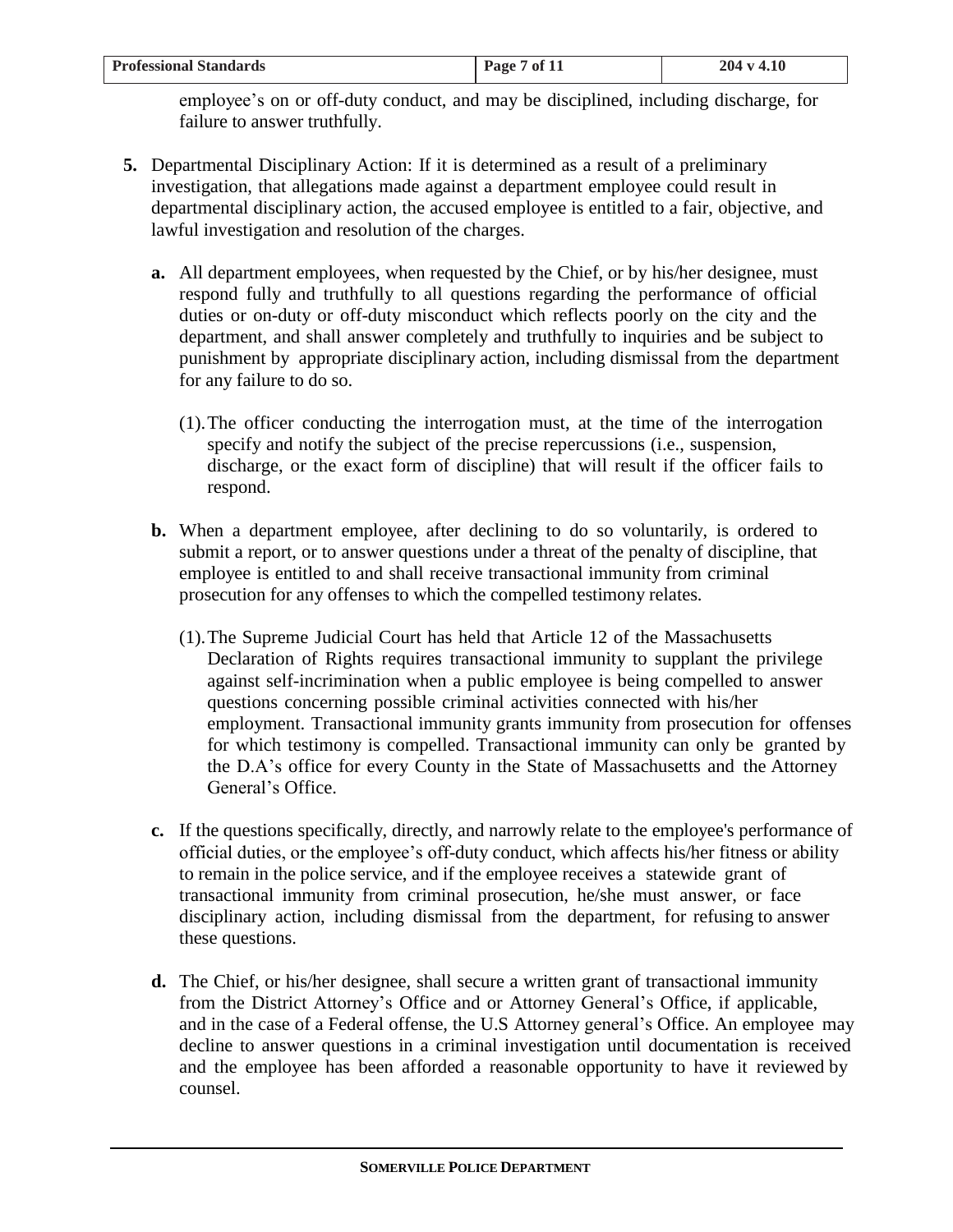employee's on or off-duty conduct, and may be disciplined, including discharge, for failure to answer truthfully.

**5.** Departmental Disciplinary Action: If it is determined as a result of a preliminary investigation, that allegations made against a department employee could result in departmental disciplinary action, the accused employee is entitled to a fair, objective, and lawful investigation and resolution of the charges.

   **a.** All department employees, when requested by the Chief, or by his/her designee, must respond fully and truthfully to all questions regarding the performance of official duties or on-duty or off-duty misconduct which reflects poorly on the city and the department, and shall answer completely and truthfully to inquiries and be subject to punishment by appropriate disciplinary action, including dismissal from the department for any failure to do so.

      (1). The officer conducting the interrogation must, at the time of the interrogation specify and notify the subject of the precise repercussions (i.e., suspension, discharge, or the exact form of discipline) that will result if the officer fails to respond.

   **b.** When a department employee, after declining to do so voluntarily, is ordered to submit a report, or to answer questions under a threat of the penalty of discipline, that employee is entitled to and shall receive transactional immunity from criminal prosecution for any offenses to which the compelled testimony relates.

      (1). The Supreme Judicial Court has held that Article 12 of the Massachusetts Declaration of Rights requires transactional immunity to supplant the privilege against self-incrimination when a public employee is being compelled to answer questions concerning possible criminal activities connected with his/her employment. Transactional immunity grants immunity from prosecution for offenses for which testimony is compelled. Transactional immunity can only be granted by the D.A's office for every County in the State of Massachusetts and the Attorney General's Office.

   **c.** If the questions specifically, directly, and narrowly relate to the employee's performance of official duties, or the employee's off-duty conduct, which affects his/her fitness or ability to remain in the police service, and if the employee receives a statewide grant of transactional immunity from criminal prosecution, he/she must answer, or face disciplinary action, including dismissal from the department, for refusing to answer these questions.

   **d.** The Chief, or his/her designee, shall secure a written grant of transactional immunity from the District Attorney's Office and or Attorney General's Office, if applicable, and in the case of a Federal offense, the U.S Attorney general's Office. An employee may decline to answer questions in a criminal investigation until documentation is received and the employee has been afforded a reasonable opportunity to have it reviewed by counsel.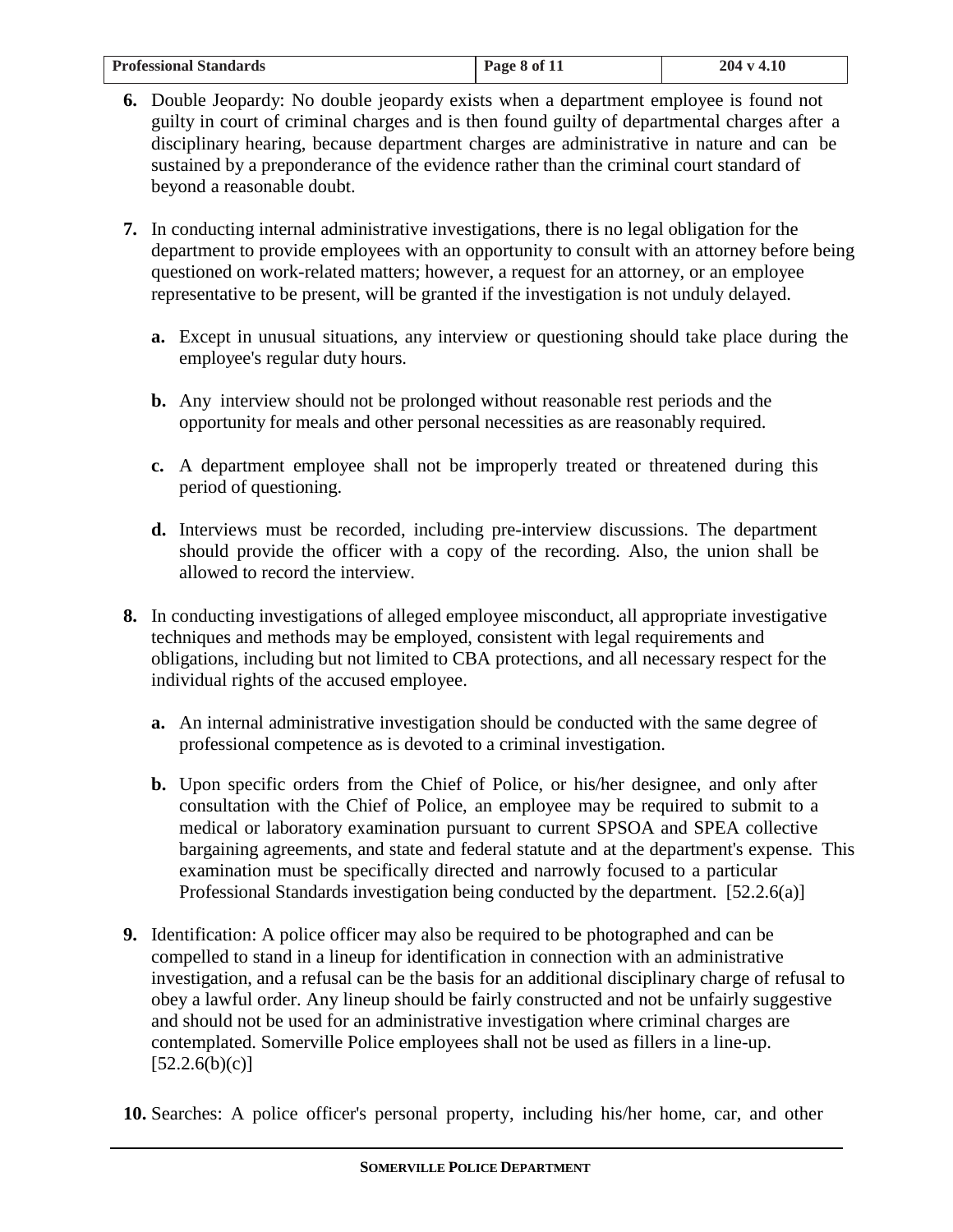6. Double Jeopardy: No double jeopardy exists when a department employee is found not guilty in court of criminal charges and is then found guilty of departmental charges after a disciplinary hearing, because department charges are administrative in nature and can be sustained by a preponderance of the evidence rather than the criminal court standard of beyond a reasonable doubt.

7. In conducting internal administrative investigations, there is no legal obligation for the department to provide employees with an opportunity to consult with an attorney before being questioned on work-related matters; however, a request for an attorney, or an employee representative to be present, will be granted if the investigation is not unduly delayed.

   a. Except in unusual situations, any interview or questioning should take place during the employee's regular duty hours.

   b. Any interview should not be prolonged without reasonable rest periods and the opportunity for meals and other personal necessities as are reasonably required.

   c. A department employee shall not be improperly treated or threatened during this period of questioning.

   d. Interviews must be recorded, including pre-interview discussions. The department should provide the officer with a copy of the recording. Also, the union shall be allowed to record the interview.

8. In conducting investigations of alleged employee misconduct, all appropriate investigative techniques and methods may be employed, consistent with legal requirements and obligations, including but not limited to CBA protections, and all necessary respect for the individual rights of the accused employee.

   a. An internal administrative investigation should be conducted with the same degree of professional competence as is devoted to a criminal investigation.

   b. Upon specific orders from the Chief of Police, or his/her designee, and only after consultation with the Chief of Police, an employee may be required to submit to a medical or laboratory examination pursuant to current SPSOA and SPEA collective bargaining agreements, and state and federal statute and at the department's expense. This examination must be specifically directed and narrowly focused to a particular Professional Standards investigation being conducted by the department. [52.2.6(a)]

9. Identification: A police officer may also be required to be photographed and can be compelled to stand in a lineup for identification in connection with an administrative investigation, and a refusal can be the basis for an additional disciplinary charge of refusal to obey a lawful order. Any lineup should be fairly constructed and not be unfairly suggestive and should not be used for an administrative investigation where criminal charges are contemplated. Somerville Police employees shall not be used as fillers in a line-up. [52.2.6(b)(c)]

10. Searches: A police officer's personal property, including his/her home, car, and other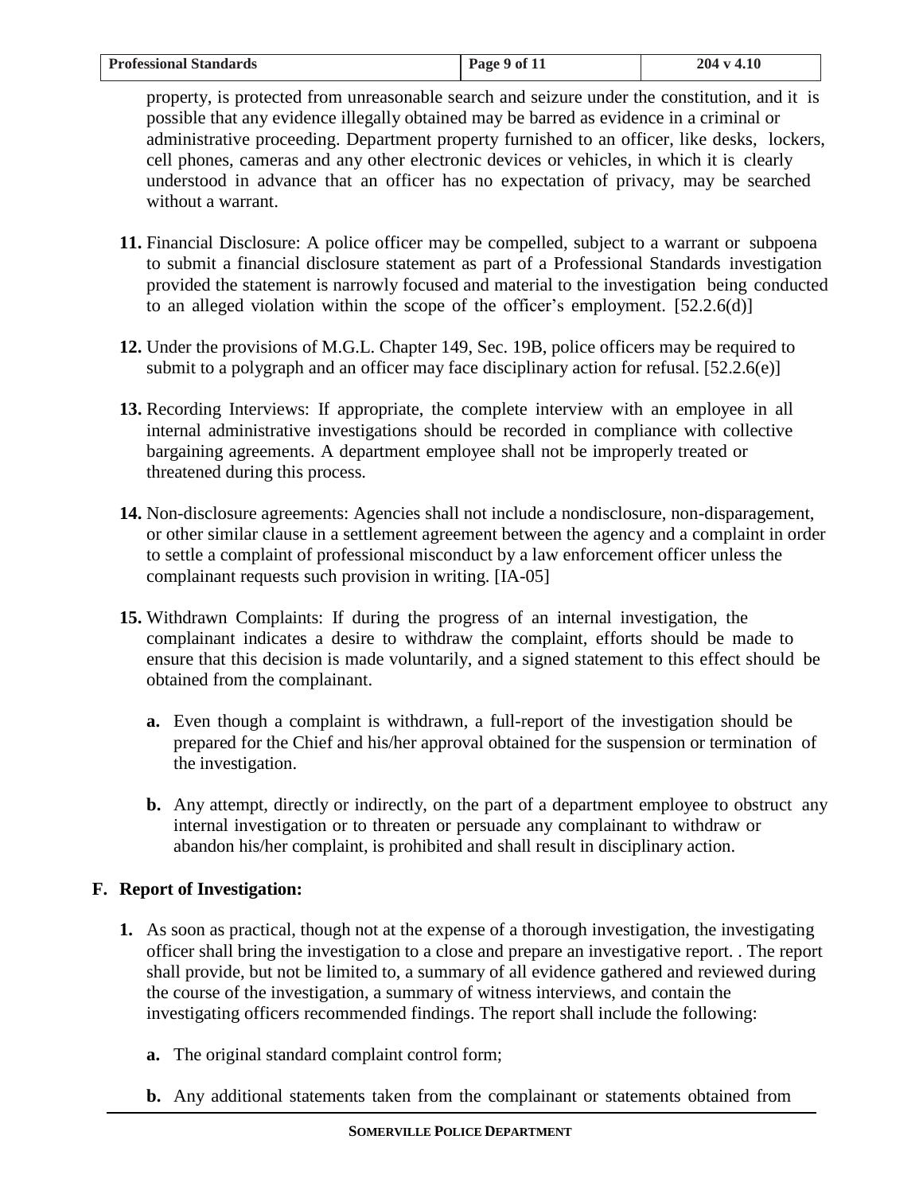property, is protected from unreasonable search and seizure under the constitution, and it is possible that any evidence illegally obtained may be barred as evidence in a criminal or administrative proceeding. Department property furnished to an officer, like desks, lockers, cell phones, cameras and any other electronic devices or vehicles, in which it is clearly understood in advance that an officer has no expectation of privacy, may be searched without a warrant.

**11.** Financial Disclosure: A police officer may be compelled, subject to a warrant or subpoena to submit a financial disclosure statement as part of a Professional Standards investigation provided the statement is narrowly focused and material to the investigation being conducted to an alleged violation within the scope of the officer's employment. [52.2.6(d)]

**12.** Under the provisions of M.G.L. Chapter 149, Sec. 19B, police officers may be required to submit to a polygraph and an officer may face disciplinary action for refusal. [52.2.6(e)]

**13.** Recording Interviews: If appropriate, the complete interview with an employee in all internal administrative investigations should be recorded in compliance with collective bargaining agreements. A department employee shall not be improperly treated or threatened during this process.

**14.** Non-disclosure agreements: Agencies shall not include a nondisclosure, non-disparagement, or other similar clause in a settlement agreement between the agency and a complaint in order to settle a complaint of professional misconduct by a law enforcement officer unless the complainant requests such provision in writing. [IA-05]

**15.** Withdrawn Complaints: If during the progress of an internal investigation, the complainant indicates a desire to withdraw the complaint, efforts should be made to ensure that this decision is made voluntarily, and a signed statement to this effect should be obtained from the complainant.

   **a.** Even though a complaint is withdrawn, a full-report of the investigation should be prepared for the Chief and his/her approval obtained for the suspension or termination of the investigation.

   **b.** Any attempt, directly or indirectly, on the part of a department employee to obstruct any internal investigation or to threaten or persuade any complainant to withdraw or abandon his/her complaint, is prohibited and shall result in disciplinary action.

## F. Report of Investigation:

**1.** As soon as practical, though not at the expense of a thorough investigation, the investigating officer shall bring the investigation to a close and prepare an investigative report. . The report shall provide, but not be limited to, a summary of all evidence gathered and reviewed during the course of the investigation, a summary of witness interviews, and contain the investigating officers recommended findings. The report shall include the following:

   **a.** The original standard complaint control form;

   **b.** Any additional statements taken from the complainant or statements obtained from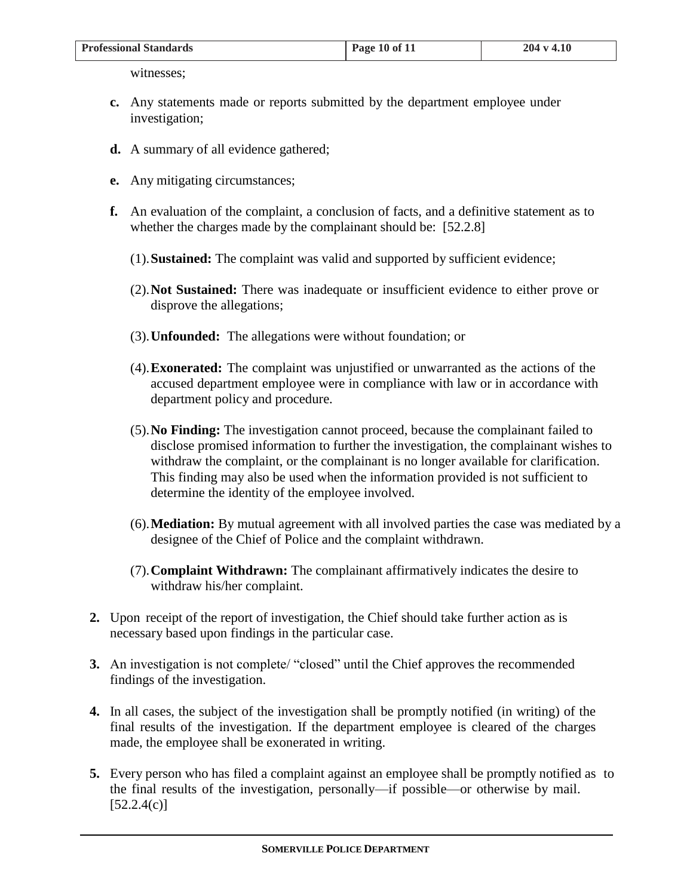witnesses;

- **c.** Any statements made or reports submitted by the department employee under investigation;

- **d.** A summary of all evidence gathered;

- **e.** Any mitigating circumstances;

- **f.** An evaluation of the complaint, a conclusion of facts, and a definitive statement as to whether the charges made by the complainant should be: [52.2.8]

  (1). **Sustained:** The complaint was valid and supported by sufficient evidence;

  (2). **Not Sustained:** There was inadequate or insufficient evidence to either prove or disprove the allegations;

  (3). **Unfounded:** The allegations were without foundation; or

  (4). **Exonerated:** The complaint was unjustified or unwarranted as the actions of the accused department employee were in compliance with law or in accordance with department policy and procedure.

  (5). **No Finding:** The investigation cannot proceed, because the complainant failed to disclose promised information to further the investigation, the complainant wishes to withdraw the complaint, or the complainant is no longer available for clarification. This finding may also be used when the information provided is not sufficient to determine the identity of the employee involved.

  (6). **Mediation:** By mutual agreement with all involved parties the case was mediated by a designee of the Chief of Police and the complaint withdrawn.

  (7). **Complaint Withdrawn:** The complainant affirmatively indicates the desire to withdraw his/her complaint.

**2.** Upon receipt of the report of investigation, the Chief should take further action as is necessary based upon findings in the particular case.

**3.** An investigation is not complete/ "closed" until the Chief approves the recommended findings of the investigation.

**4.** In all cases, the subject of the investigation shall be promptly notified (in writing) of the final results of the investigation. If the department employee is cleared of the charges made, the employee shall be exonerated in writing.

**5.** Every person who has filed a complaint against an employee shall be promptly notified as to the final results of the investigation, personally—if possible—or otherwise by mail. [52.2.4(c)]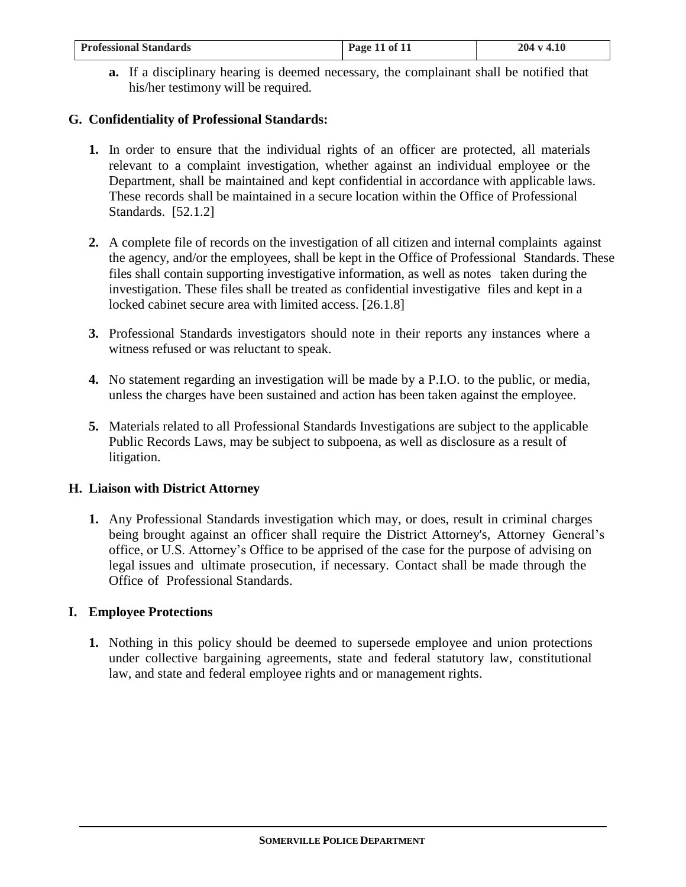a. If a disciplinary hearing is deemed necessary, the complainant shall be notified that his/her testimony will be required.

## G. Confidentiality of Professional Standards:

1. In order to ensure that the individual rights of an officer are protected, all materials relevant to a complaint investigation, whether against an individual employee or the Department, shall be maintained and kept confidential in accordance with applicable laws. These records shall be maintained in a secure location within the Office of Professional Standards. [52.1.2]

2. A complete file of records on the investigation of all citizen and internal complaints against the agency, and/or the employees, shall be kept in the Office of Professional Standards. These files shall contain supporting investigative information, as well as notes taken during the investigation. These files shall be treated as confidential investigative files and kept in a locked cabinet secure area with limited access. [26.1.8]

3. Professional Standards investigators should note in their reports any instances where a witness refused or was reluctant to speak.

4. No statement regarding an investigation will be made by a P.I.O. to the public, or media, unless the charges have been sustained and action has been taken against the employee.

5. Materials related to all Professional Standards Investigations are subject to the applicable Public Records Laws, may be subject to subpoena, as well as disclosure as a result of litigation.

## H. Liaison with District Attorney

1. Any Professional Standards investigation which may, or does, result in criminal charges being brought against an officer shall require the District Attorney's, Attorney General's office, or U.S. Attorney's Office to be apprised of the case for the purpose of advising on legal issues and ultimate prosecution, if necessary. Contact shall be made through the Office of Professional Standards.

## I. Employee Protections

1. Nothing in this policy should be deemed to supersede employee and union protections under collective bargaining agreements, state and federal statutory law, constitutional law, and state and federal employee rights and or management rights.